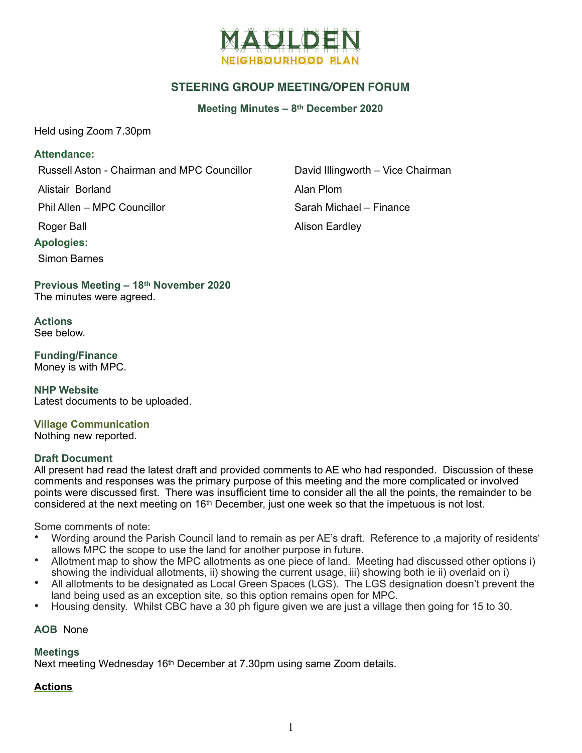# MAULDEN

NEIGHBOURHOOD PLAN

## STEERING GROUP MEETING/OPEN FORUM

### Meeting Minutes – 8th December 2020

Held using Zoom 7.30pm

**Attendance:**

Russell Aston - Chairman and MPC Councillor

David Illingworth – Vice Chairman

Alistair Borland

Alan Plom

Phil Allen – MPC Councillor

Sarah Michael – Finance

Roger Ball

Alison Eardley

**Apologies:**

Simon Barnes

**Previous Meeting – 18th November 2020**

The minutes were agreed.

**Actions**

See below.

**Funding/Finance**

Money is with MPC.

**NHP Website**

Latest documents to be uploaded.

**Village Communication**

Nothing new reported.

**Draft Document**

All present had read the latest draft and provided comments to AE who had responded. Discussion of these comments and responses was the primary purpose of this meeting and the more complicated or involved points were discussed first. There was insufficient time to consider all the all the points, the remainder to be considered at the next meeting on 16th December, just one week so that the impetuous is not lost.

Some comments of note:

- Wording around the Parish Council land to remain as per AE's draft. Reference to ‚a majority of residents' allows MPC the scope to use the land for another purpose in future.
- Allotment map to show the MPC allotments as one piece of land. Meeting had discussed other options i) showing the individual allotments, ii) showing the current usage, iii) showing both ie ii) overlaid on i)
- All allotments to be designated as Local Green Spaces (LGS). The LGS designation doesn't prevent the land being used as an exception site, so this option remains open for MPC.
- Housing density. Whilst CBC have a 30 ph figure given we are just a village then going for 15 to 30.

**AOB** None

**Meetings**

Next meeting Wednesday 16th December at 7.30pm using same Zoom details.

**Actions**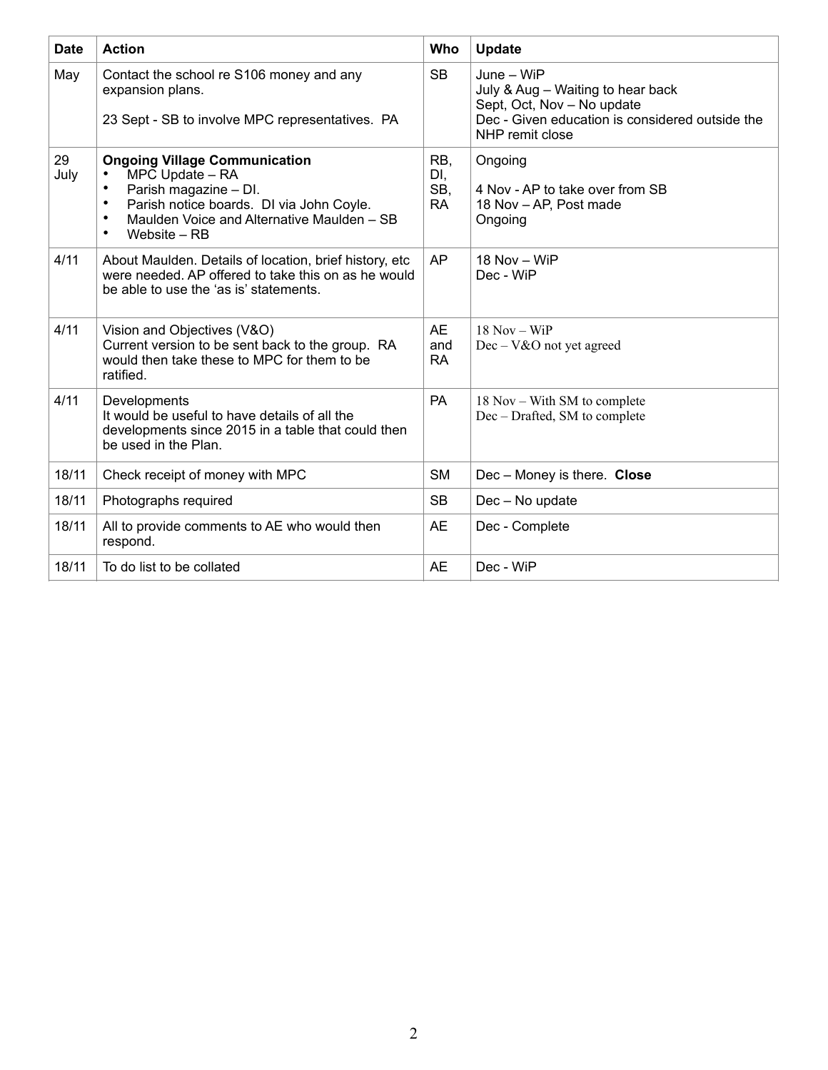| Date | Action | Who | Update |
|---|---|---|---|
| May | Contact the school re S106 money and any expansion plans.<br><br>23 Sept - SB to involve MPC representatives. PA | SB | June – WiP<br>July & Aug – Waiting to hear back<br>Sept, Oct, Nov – No update<br>Dec - Given education is considered outside the NHP remit close |
| 29 July | **Ongoing Village Communication**<br>• MPC Update – RA<br>• Parish magazine – DI.<br>• Parish notice boards. DI via John Coyle.<br>• Maulden Voice and Alternative Maulden – SB<br>• Website – RB | RB, DI, SB, RA | Ongoing<br><br>4 Nov - AP to take over from SB<br>18 Nov – AP, Post made<br>Ongoing |
| 4/11 | About Maulden. Details of location, brief history, etc were needed. AP offered to take this on as he would be able to use the 'as is' statements. | AP | 18 Nov – WiP<br>Dec - WiP |
| 4/11 | Vision and Objectives (V&O)<br>Current version to be sent back to the group. RA would then take these to MPC for them to be ratified. | AE and RA | 18 Nov – WiP<br>Dec – V&O not yet agreed |
| 4/11 | Developments<br>It would be useful to have details of all the developments since 2015 in a table that could then be used in the Plan. | PA | 18 Nov – With SM to complete<br>Dec – Drafted, SM to complete |
| 18/11 | Check receipt of money with MPC | SM | Dec – Money is there. **Close** |
| 18/11 | Photographs required | SB | Dec – No update |
| 18/11 | All to provide comments to AE who would then respond. | AE | Dec - Complete |
| 18/11 | To do list to be collated | AE | Dec - WiP |